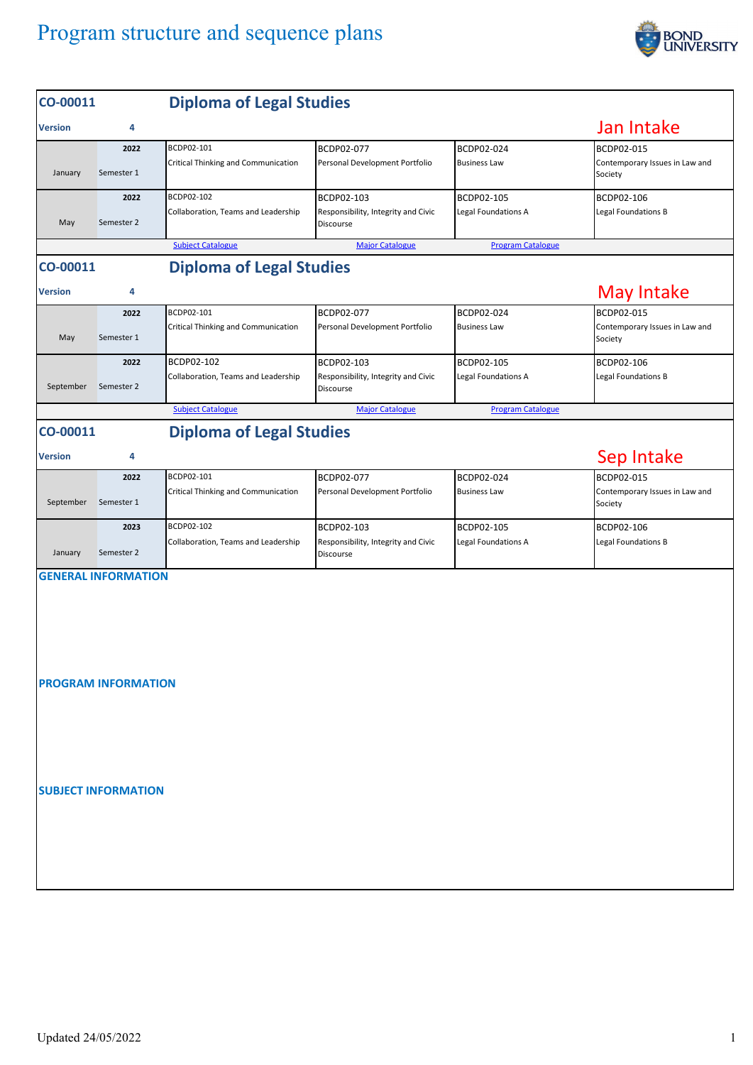# Program structure and sequence plans

## CO-00011 Diploma of Legal Studies

**Version** 4

**Jan Intake**

| | | | | | |
|---|---|---|---|---|---|
| January | 2022 Semester 1 | BCDP02-101 Critical Thinking and Communication | BCDP02-077 Personal Development Portfolio | BCDP02-024 Business Law | BCDP02-015 Contemporary Issues in Law and Society |
| May | 2022 Semester 2 | BCDP02-102 Collaboration, Teams and Leadership | BCDP02-103 Responsibility, Integrity and Civic Discourse | BCDP02-105 Legal Foundations A | BCDP02-106 Legal Foundations B |

Subject Catalogue | Major Catalogue | Program Catalogue

## CO-00011 Diploma of Legal Studies

**Version** 4

**May Intake**

| | | | | | |
|---|---|---|---|---|---|
| May | 2022 Semester 1 | BCDP02-101 Critical Thinking and Communication | BCDP02-077 Personal Development Portfolio | BCDP02-024 Business Law | BCDP02-015 Contemporary Issues in Law and Society |
| September | 2022 Semester 2 | BCDP02-102 Collaboration, Teams and Leadership | BCDP02-103 Responsibility, Integrity and Civic Discourse | BCDP02-105 Legal Foundations A | BCDP02-106 Legal Foundations B |

Subject Catalogue | Major Catalogue | Program Catalogue

## CO-00011 Diploma of Legal Studies

**Version** 4

**Sep Intake**

| | | | | | |
|---|---|---|---|---|---|
| September | 2022 Semester 1 | BCDP02-101 Critical Thinking and Communication | BCDP02-077 Personal Development Portfolio | BCDP02-024 Business Law | BCDP02-015 Contemporary Issues in Law and Society |
| January | 2023 Semester 2 | BCDP02-102 Collaboration, Teams and Leadership | BCDP02-103 Responsibility, Integrity and Civic Discourse | BCDP02-105 Legal Foundations A | BCDP02-106 Legal Foundations B |

### GENERAL INFORMATION

### PROGRAM INFORMATION

### SUBJECT INFORMATION

Updated 24/05/2022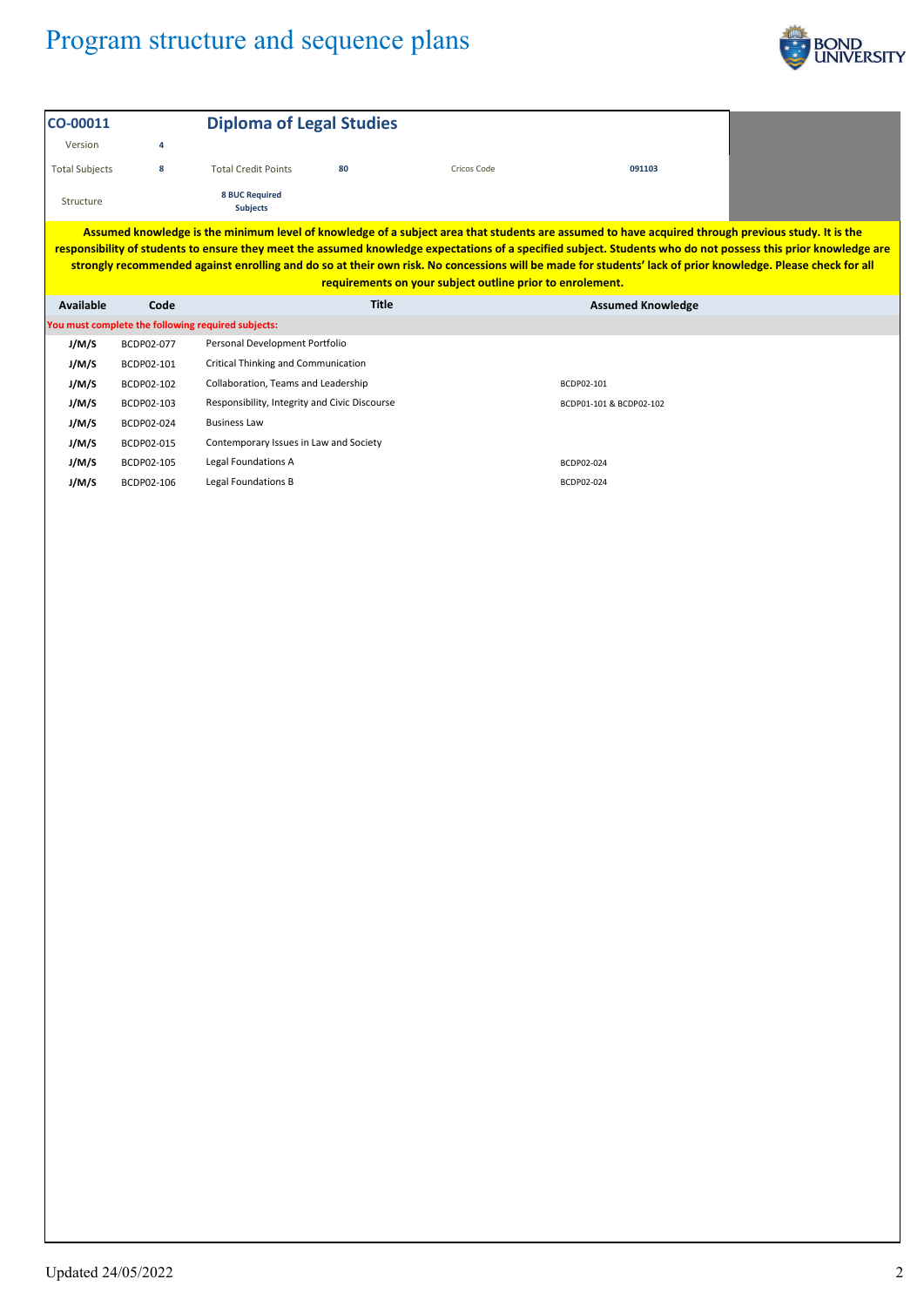# Program structure and sequence plans

| | | | | | |
|---|---|---|---|---|---|
| **CO-00011** | | **Diploma of Legal Studies** | | | |
| Version | 4 | | | | |
| Total Subjects | 8 | Total Credit Points | 80 | Cricos Code | 091103 |
| Structure | | **8 BUC Required Subjects** | | | |

**Assumed knowledge is the minimum level of knowledge of a subject area that students are assumed to have acquired through previous study. It is the responsibility of students to ensure they meet the assumed knowledge expectations of a specified subject. Students who do not possess this prior knowledge are strongly recommended against enrolling and do so at their own risk. No concessions will be made for students' lack of prior knowledge. Please check for all requirements on your subject outline prior to enrolement.**

| Available | Code | Title | Assumed Knowledge |
|---|---|---|---|
| **You must complete the following required subjects:** | | | |
| J/M/S | BCDP02-077 | Personal Development Portfolio | |
| J/M/S | BCDP02-101 | Critical Thinking and Communication | |
| J/M/S | BCDP02-102 | Collaboration, Teams and Leadership | BCDP02-101 |
| J/M/S | BCDP02-103 | Responsibility, Integrity and Civic Discourse | BCDP01-101 & BCDP02-102 |
| J/M/S | BCDP02-024 | Business Law | |
| J/M/S | BCDP02-015 | Contemporary Issues in Law and Society | |
| J/M/S | BCDP02-105 | Legal Foundations A | BCDP02-024 |
| J/M/S | BCDP02-106 | Legal Foundations B | BCDP02-024 |

Updated 24/05/2022